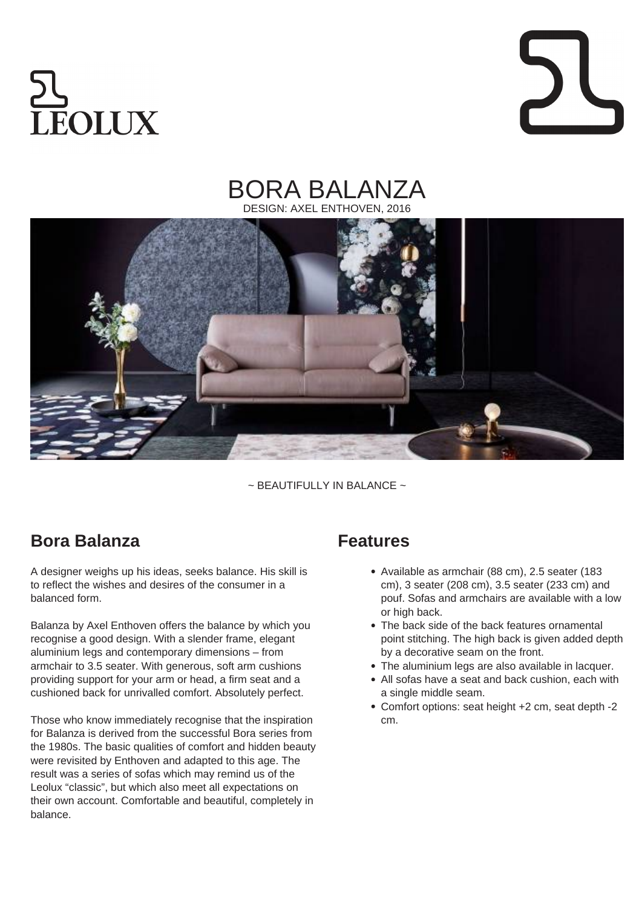LEOLUX

# BORA BALANZA

DESIGN: AXEL ENTHOVEN, 2016

~ BEAUTIFULLY IN BALANCE ~

## Bora Balanza

A designer weighs up his ideas, seeks balance. His skill is to reflect the wishes and desires of the consumer in a balanced form.

Balanza by Axel Enthoven offers the balance by which you recognise a good design. With a slender frame, elegant aluminium legs and contemporary dimensions – from armchair to 3.5 seater. With generous, soft arm cushions providing support for your arm or head, a firm seat and a cushioned back for unrivalled comfort. Absolutely perfect.

Those who know immediately recognise that the inspiration for Balanza is derived from the successful Bora series from the 1980s. The basic qualities of comfort and hidden beauty were revisited by Enthoven and adapted to this age. The result was a series of sofas which may remind us of the Leolux “classic”, but which also meet all expectations on their own account. Comfortable and beautiful, completely in balance.

## Features

- Available as armchair (88 cm), 2.5 seater (183 cm), 3 seater (208 cm), 3.5 seater (233 cm) and pouf. Sofas and armchairs are available with a low or high back.
- The back side of the back features ornamental point stitching. The high back is given added depth by a decorative seam on the front.
- The aluminium legs are also available in lacquer.
- All sofas have a seat and back cushion, each with a single middle seam.
- Comfort options: seat height +2 cm, seat depth -2 cm.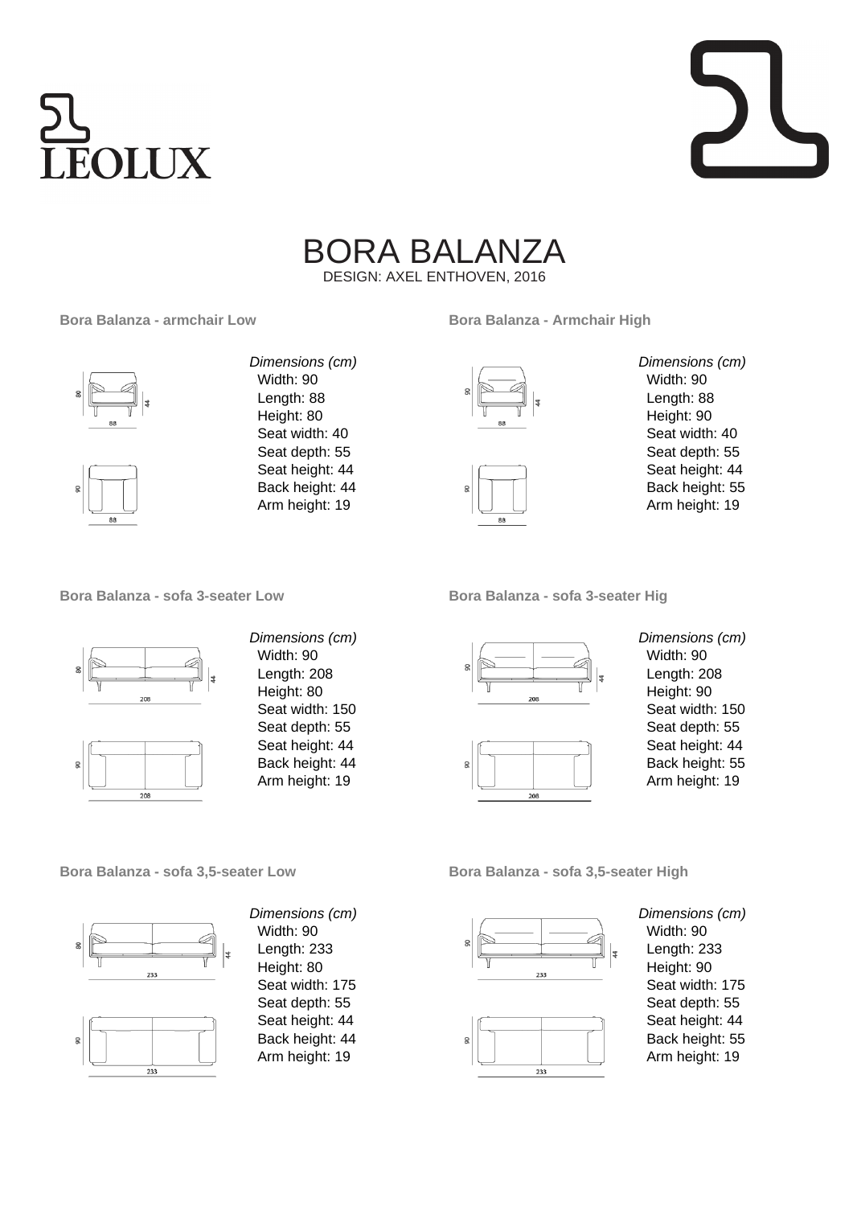LEOLUX

# BORA BALANZA

DESIGN: AXEL ENTHOVEN, 2016

### Bora Balanza - armchair Low

*Dimensions (cm)*

- Width: 90
- Length: 88
- Height: 80
- Seat width: 40
- Seat depth: 55
- Seat height: 44
- Back height: 44
- Arm height: 19

### Bora Balanza - Armchair High

*Dimensions (cm)*

- Width: 90
- Length: 88
- Height: 90
- Seat width: 40
- Seat depth: 55
- Seat height: 44
- Back height: 55
- Arm height: 19

### Bora Balanza - sofa 3-seater Low

*Dimensions (cm)*

- Width: 90
- Length: 208
- Height: 80
- Seat width: 150
- Seat depth: 55
- Seat height: 44
- Back height: 44
- Arm height: 19

### Bora Balanza - sofa 3-seater Hig

*Dimensions (cm)*

- Width: 90
- Length: 208
- Height: 90
- Seat width: 150
- Seat depth: 55
- Seat height: 44
- Back height: 55
- Arm height: 19

### Bora Balanza - sofa 3,5-seater Low

*Dimensions (cm)*

- Width: 90
- Length: 233
- Height: 80
- Seat width: 175
- Seat depth: 55
- Seat height: 44
- Back height: 44
- Arm height: 19

### Bora Balanza - sofa 3,5-seater High

*Dimensions (cm)*

- Width: 90
- Length: 233
- Height: 90
- Seat width: 175
- Seat depth: 55
- Seat height: 44
- Back height: 55
- Arm height: 19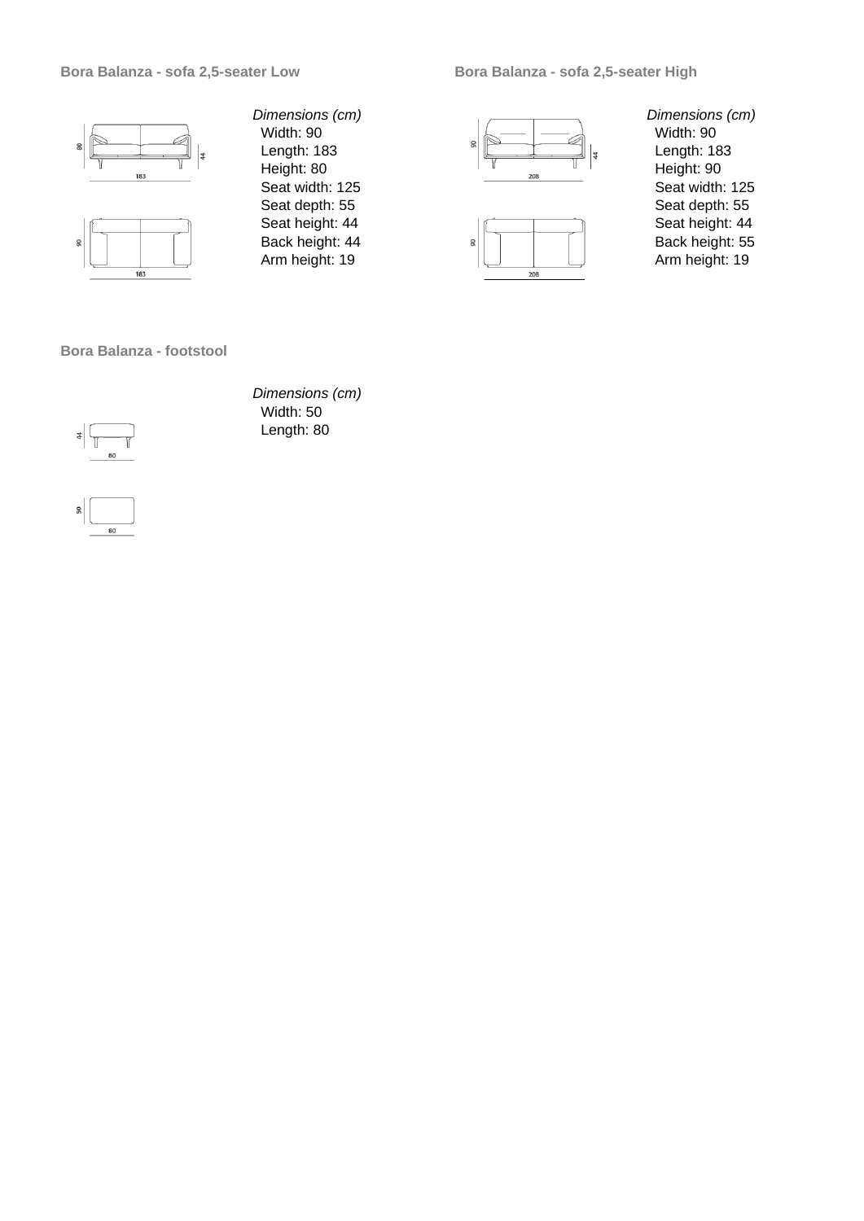### Bora Balanza - sofa 2,5-seater Low

*Dimensions (cm)*

Width: 90
Length: 183
Height: 80
Seat width: 125
Seat depth: 55
Seat height: 44
Back height: 44
Arm height: 19

### Bora Balanza - sofa 2,5-seater High

*Dimensions (cm)*

Width: 90
Length: 183
Height: 90
Seat width: 125
Seat depth: 55
Seat height: 44
Back height: 55
Arm height: 19

### Bora Balanza - footstool

*Dimensions (cm)*

Width: 50
Length: 80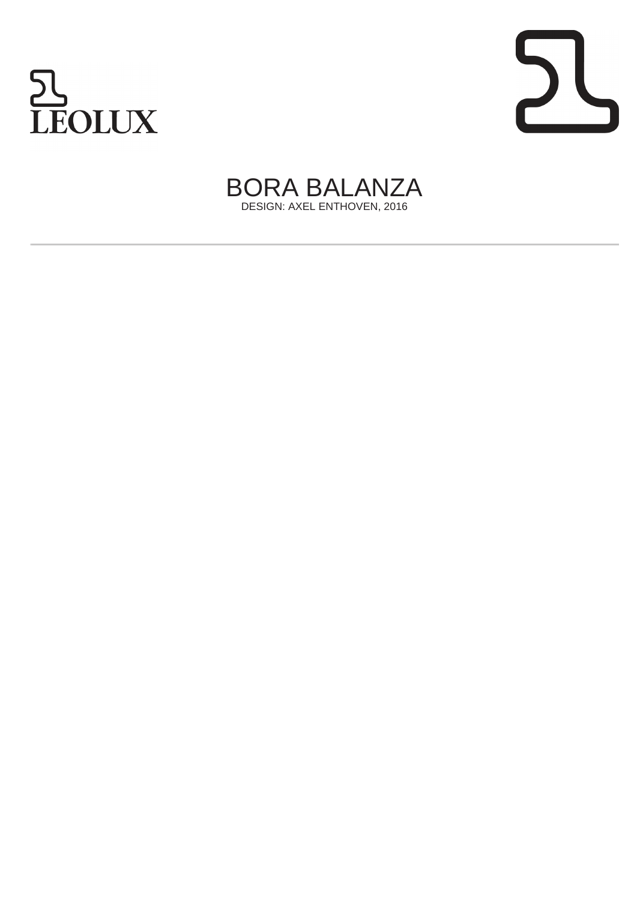LEOLUX

# BORA BALANZA

DESIGN: AXEL ENTHOVEN, 2016

---